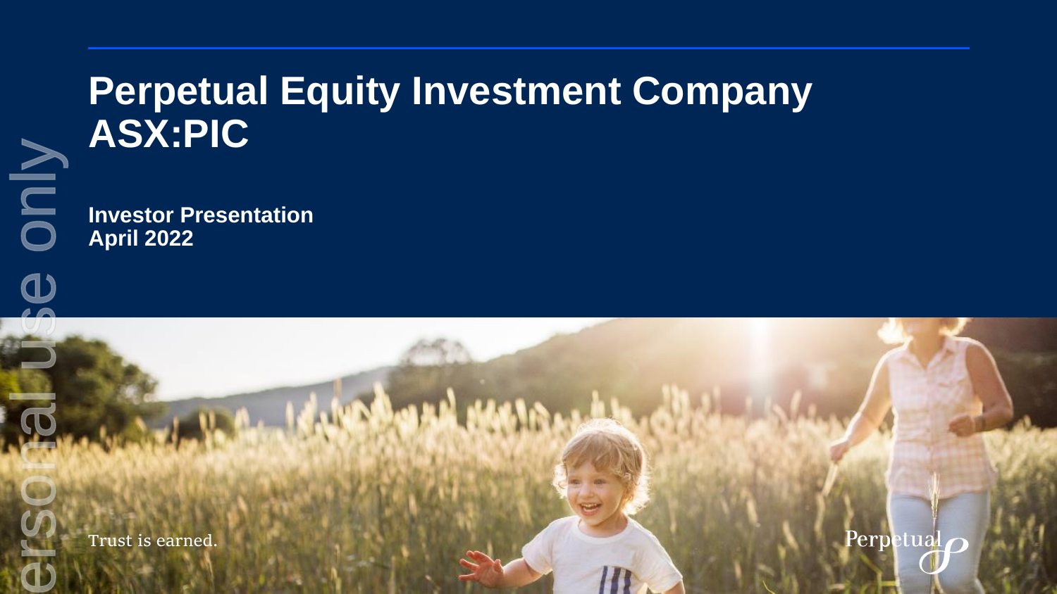# Perpetual Equity Investment Company ASX:PIC

**Investor Presentation**
**April 2022**

Trust is earned.

Perpetual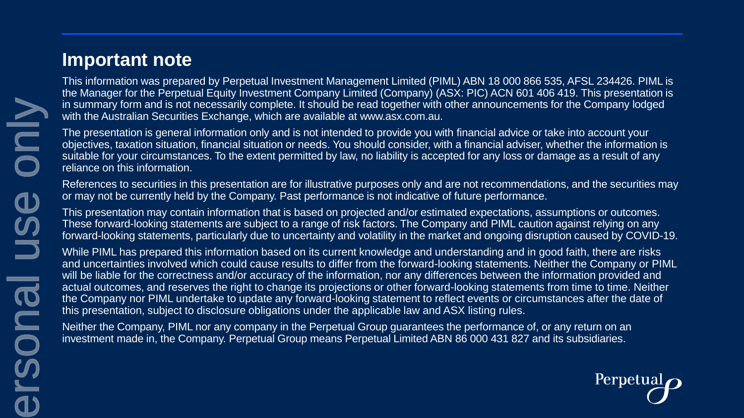## Important note

This information was prepared by Perpetual Investment Management Limited (PIML) ABN 18 000 866 535, AFSL 234426. PIML is the Manager for the Perpetual Equity Investment Company Limited (Company) (ASX: PIC) ACN 601 406 419. This presentation is in summary form and is not necessarily complete. It should be read together with other announcements for the Company lodged with the Australian Securities Exchange, which are available at www.asx.com.au.

The presentation is general information only and is not intended to provide you with financial advice or take into account your objectives, taxation situation, financial situation or needs. You should consider, with a financial adviser, whether the information is suitable for your circumstances. To the extent permitted by law, no liability is accepted for any loss or damage as a result of any reliance on this information.

References to securities in this presentation are for illustrative purposes only and are not recommendations, and the securities may or may not be currently held by the Company. Past performance is not indicative of future performance.

This presentation may contain information that is based on projected and/or estimated expectations, assumptions or outcomes. These forward-looking statements are subject to a range of risk factors. The Company and PIML caution against relying on any forward-looking statements, particularly due to uncertainty and volatility in the market and ongoing disruption caused by COVID-19.

While PIML has prepared this information based on its current knowledge and understanding and in good faith, there are risks and uncertainties involved which could cause results to differ from the forward-looking statements. Neither the Company or PIML will be liable for the correctness and/or accuracy of the information, nor any differences between the information provided and actual outcomes, and reserves the right to change its projections or other forward-looking statements from time to time. Neither the Company nor PIML undertake to update any forward-looking statement to reflect events or circumstances after the date of this presentation, subject to disclosure obligations under the applicable law and ASX listing rules.

Neither the Company, PIML nor any company in the Perpetual Group guarantees the performance of, or any return on an investment made in, the Company. Perpetual Group means Perpetual Limited ABN 86 000 431 827 and its subsidiaries.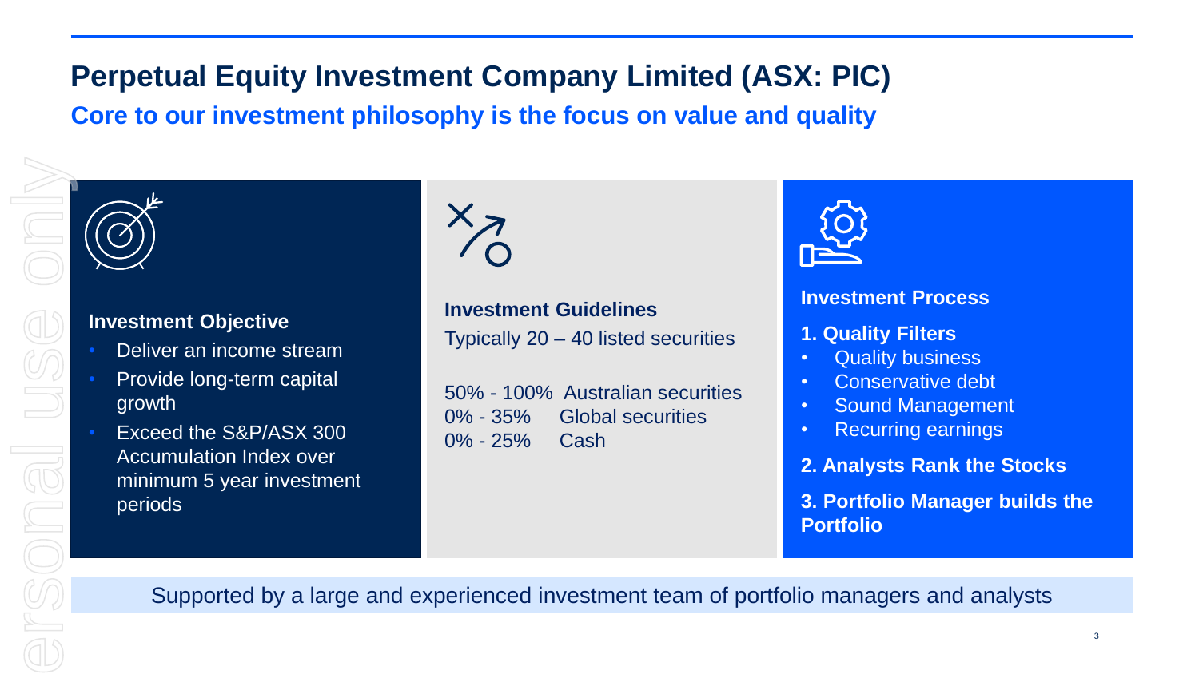# Perpetual Equity Investment Company Limited (ASX: PIC)

## Core to our investment philosophy is the focus on value and quality

### Investment Objective

- Deliver an income stream
- Provide long-term capital growth
- Exceed the S&P/ASX 300 Accumulation Index over minimum 5 year investment periods

### Investment Guidelines

Typically 20 – 40 listed securities

| | |
|---|---|
| 50% - 100% | Australian securities |
| 0% - 35% | Global securities |
| 0% - 25% | Cash |

### Investment Process

**1. Quality Filters**

- Quality business
- Conservative debt
- Sound Management
- Recurring earnings

**2. Analysts Rank the Stocks**

**3. Portfolio Manager builds the Portfolio**

Supported by a large and experienced investment team of portfolio managers and analysts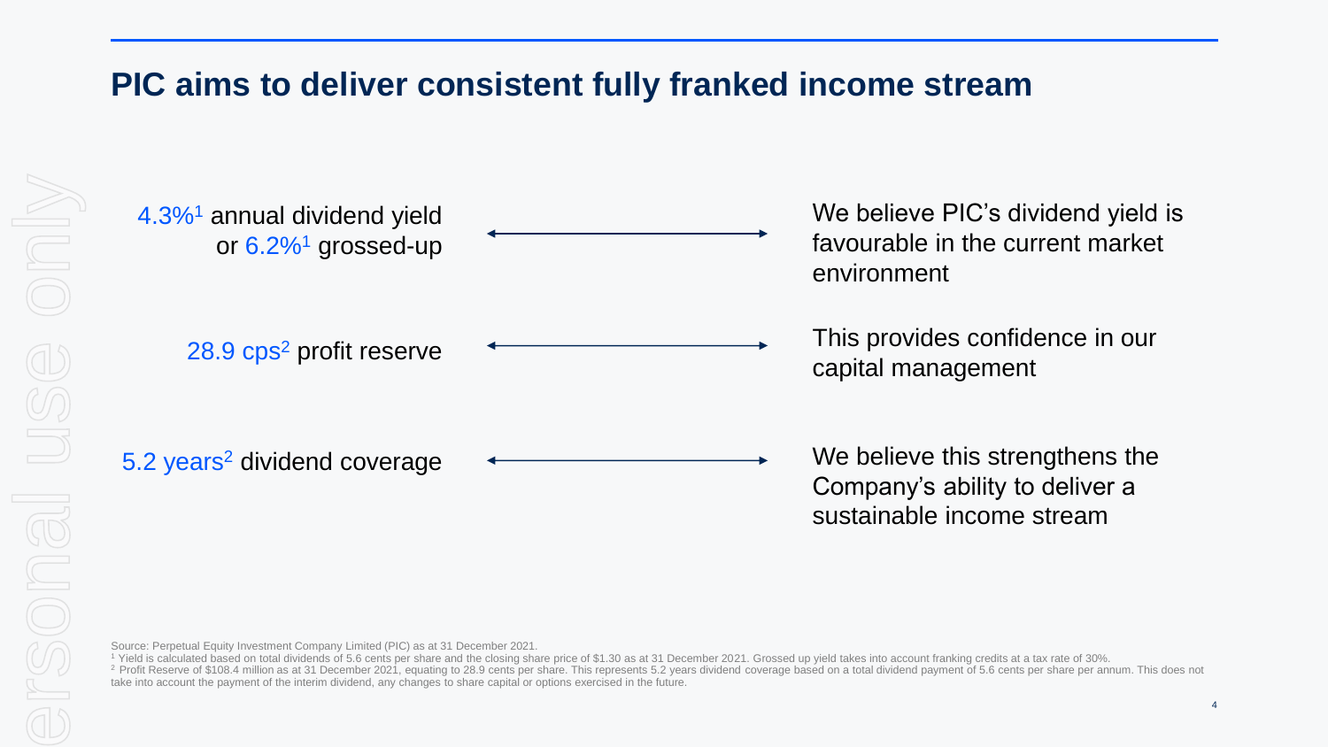# PIC aims to deliver consistent fully franked income stream

4.3%[1] annual dividend yield or 6.2%[1] grossed-up ⟷ We believe PIC's dividend yield is favourable in the current market environment

28.9 cps[2] profit reserve ⟷ This provides confidence in our capital management

5.2 years[2] dividend coverage ⟷ We believe this strengthens the Company's ability to deliver a sustainable income stream

Source: Perpetual Equity Investment Company Limited (PIC) as at 31 December 2021.

[1] Yield is calculated based on total dividends of 5.6 cents per share and the closing share price of $1.30 as at 31 December 2021. Grossed up yield takes into account franking credits at a tax rate of 30%.

[2] Profit Reserve of $108.4 million as at 31 December 2021, equating to 28.9 cents per share. This represents 5.2 years dividend coverage based on a total dividend payment of 5.6 cents per share per annum. This does not take into account the payment of the interim dividend, any changes to share capital or options exercised in the future.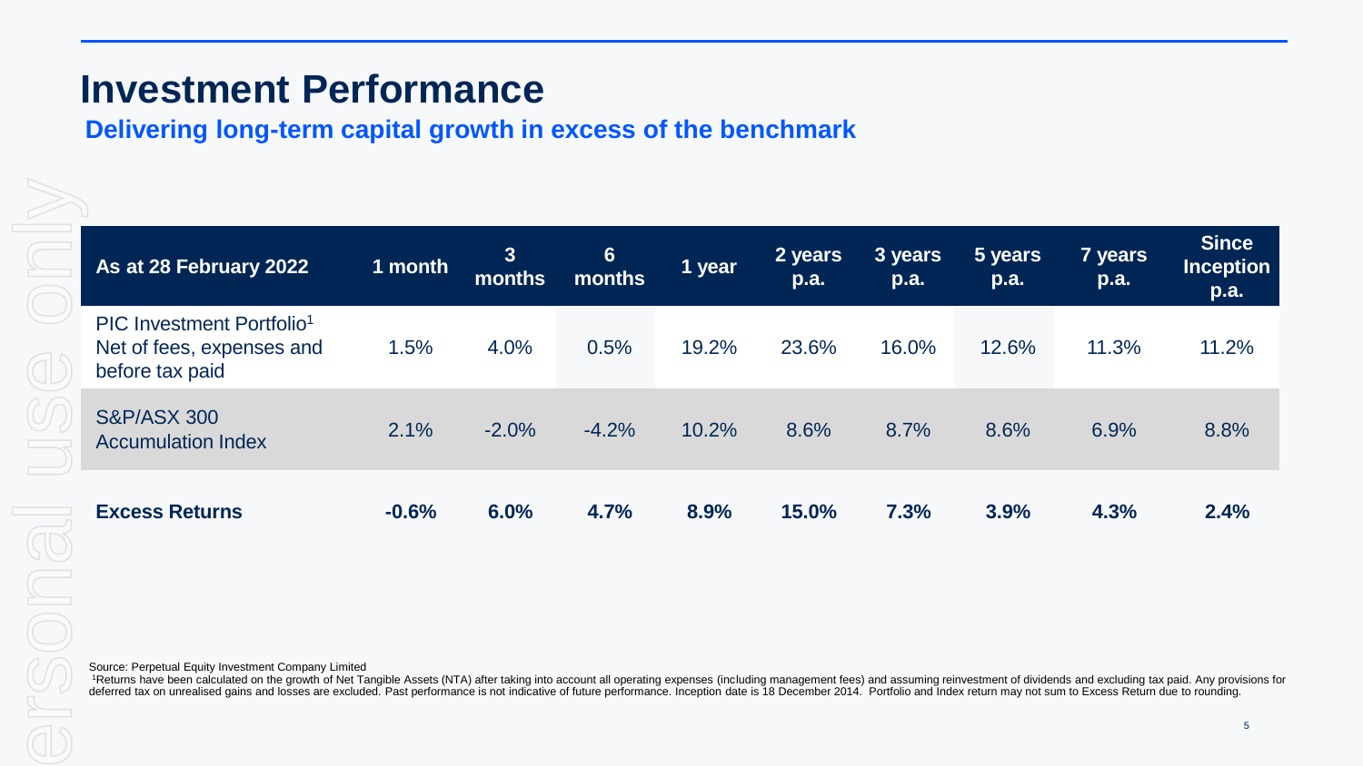# Investment Performance

## Delivering long-term capital growth in excess of the benchmark

| As at 28 February 2022 | 1 month | 3 months | 6 months | 1 year | 2 years p.a. | 3 years p.a. | 5 years p.a. | 7 years p.a. | Since Inception p.a. |
|---|---|---|---|---|---|---|---|---|---|
| PIC Investment Portfolio[1] Net of fees, expenses and before tax paid | 1.5% | 4.0% | 0.5% | 19.2% | 23.6% | 16.0% | 12.6% | 11.3% | 11.2% |
| S&P/ASX 300 Accumulation Index | 2.1% | -2.0% | -4.2% | 10.2% | 8.6% | 8.7% | 8.6% | 6.9% | 8.8% |
| **Excess Returns** | **-0.6%** | **6.0%** | **4.7%** | **8.9%** | **15.0%** | **7.3%** | **3.9%** | **4.3%** | **2.4%** |

Source: Perpetual Equity Investment Company Limited

[1]Returns have been calculated on the growth of Net Tangible Assets (NTA) after taking into account all operating expenses (including management fees) and assuming reinvestment of dividends and excluding tax paid. Any provisions for deferred tax on unrealised gains and losses are excluded. Past performance is not indicative of future performance. Inception date is 18 December 2014. Portfolio and Index return may not sum to Excess Return due to rounding.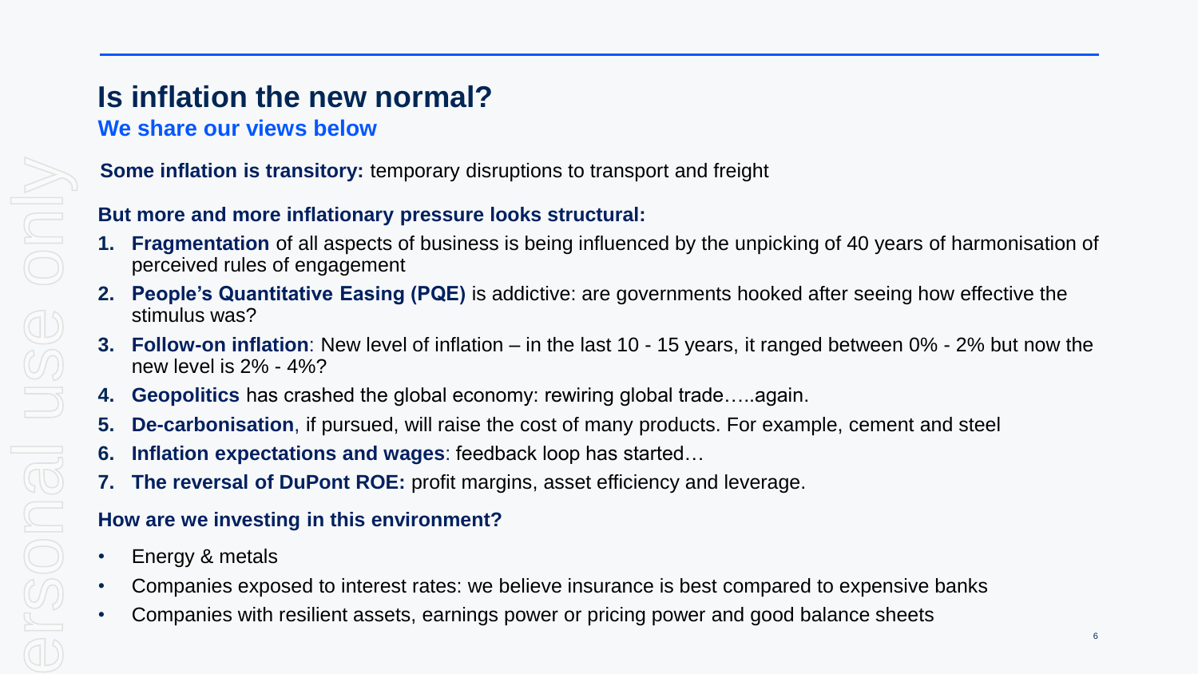# Is inflation the new normal?

## We share our views below

**Some inflation is transitory:** temporary disruptions to transport and freight

**But more and more inflationary pressure looks structural:**

1. **Fragmentation** of all aspects of business is being influenced by the unpicking of 40 years of harmonisation of perceived rules of engagement
2. **People's Quantitative Easing (PQE)** is addictive: are governments hooked after seeing how effective the stimulus was?
3. **Follow-on inflation**: New level of inflation – in the last 10 - 15 years, it ranged between 0% - 2% but now the new level is 2% - 4%?
4. **Geopolitics** has crashed the global economy: rewiring global trade…..again.
5. **De-carbonisation**, if pursued, will raise the cost of many products. For example, cement and steel
6. **Inflation expectations and wages**: feedback loop has started…
7. **The reversal of DuPont ROE:** profit margins, asset efficiency and leverage.

**How are we investing in this environment?**

- Energy & metals
- Companies exposed to interest rates: we believe insurance is best compared to expensive banks
- Companies with resilient assets, earnings power or pricing power and good balance sheets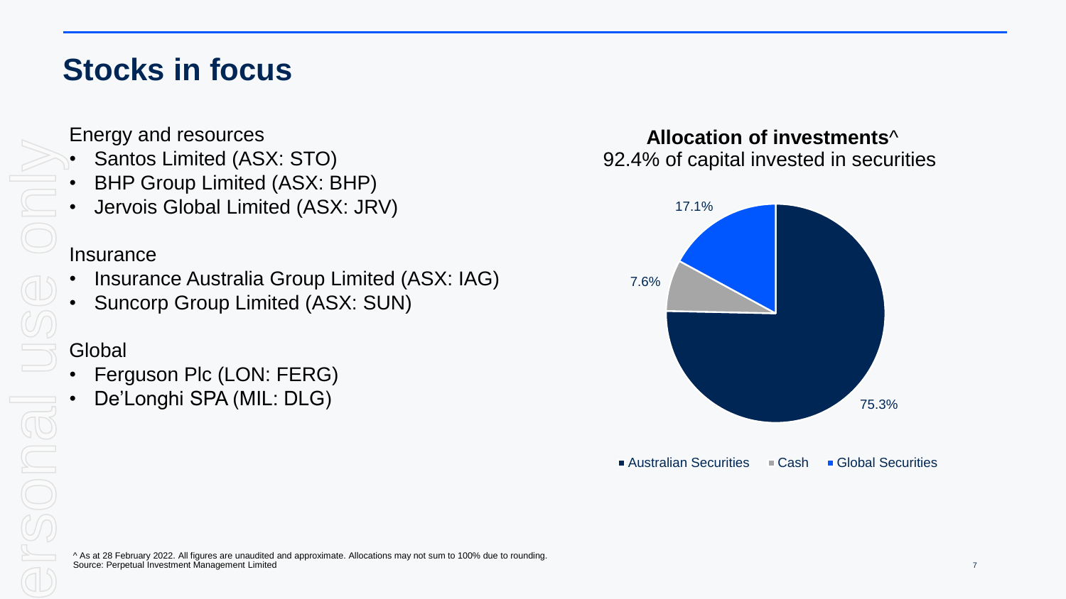# Stocks in focus

Energy and resources

- Santos Limited (ASX: STO)
- BHP Group Limited (ASX: BHP)
- Jervois Global Limited (ASX: JRV)

Insurance

- Insurance Australia Group Limited (ASX: IAG)
- Suncorp Group Limited (ASX: SUN)

Global

- Ferguson Plc (LON: FERG)
- De'Longhi SPA (MIL: DLG)

**Allocation of investments^**

92.4% of capital invested in securities

| Allocation | % |
| --- | --- |
| Australian Securities | 75.3% |
| Cash | 7.6% |
| Global Securities | 17.1% |

^ As at 28 February 2022. All figures are unaudited and approximate. Allocations may not sum to 100% due to rounding.
Source: Perpetual Investment Management Limited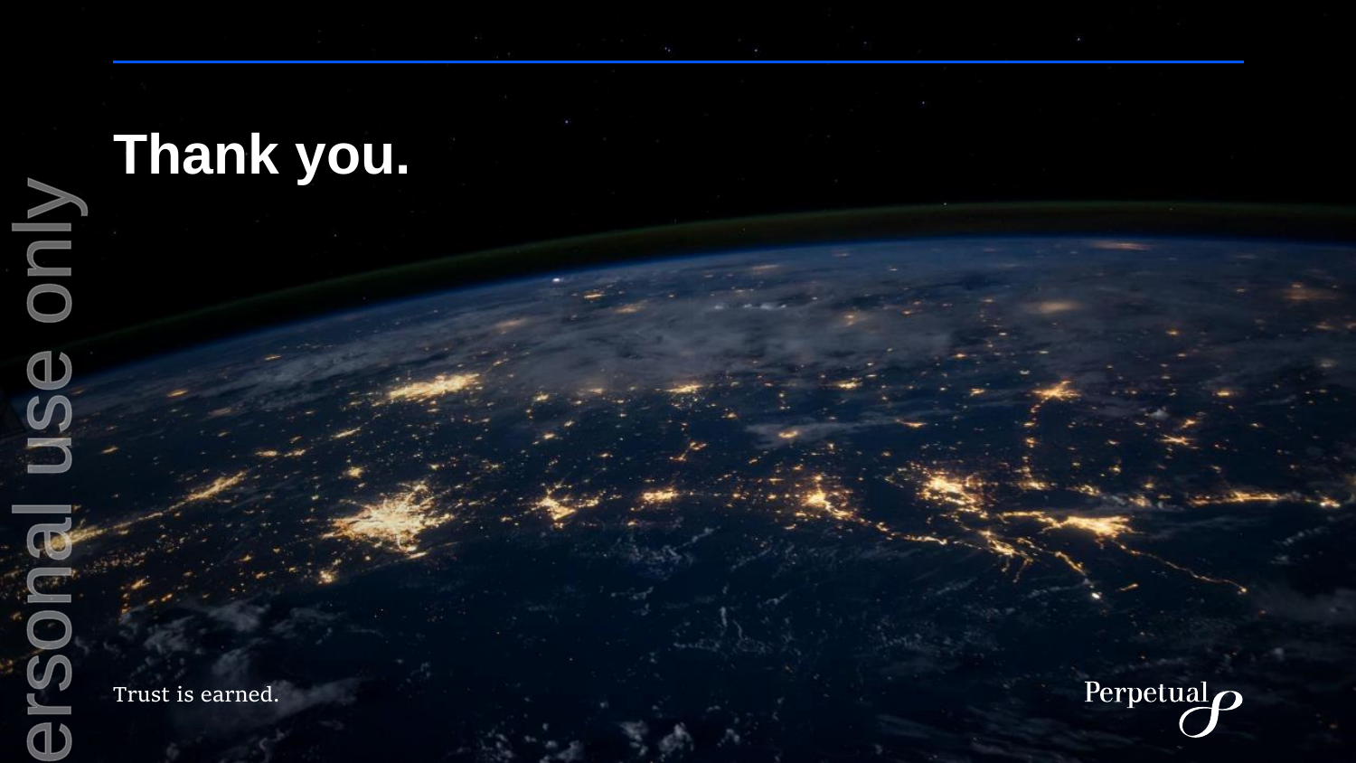# Thank you.

Trust is earned.

Perpetual